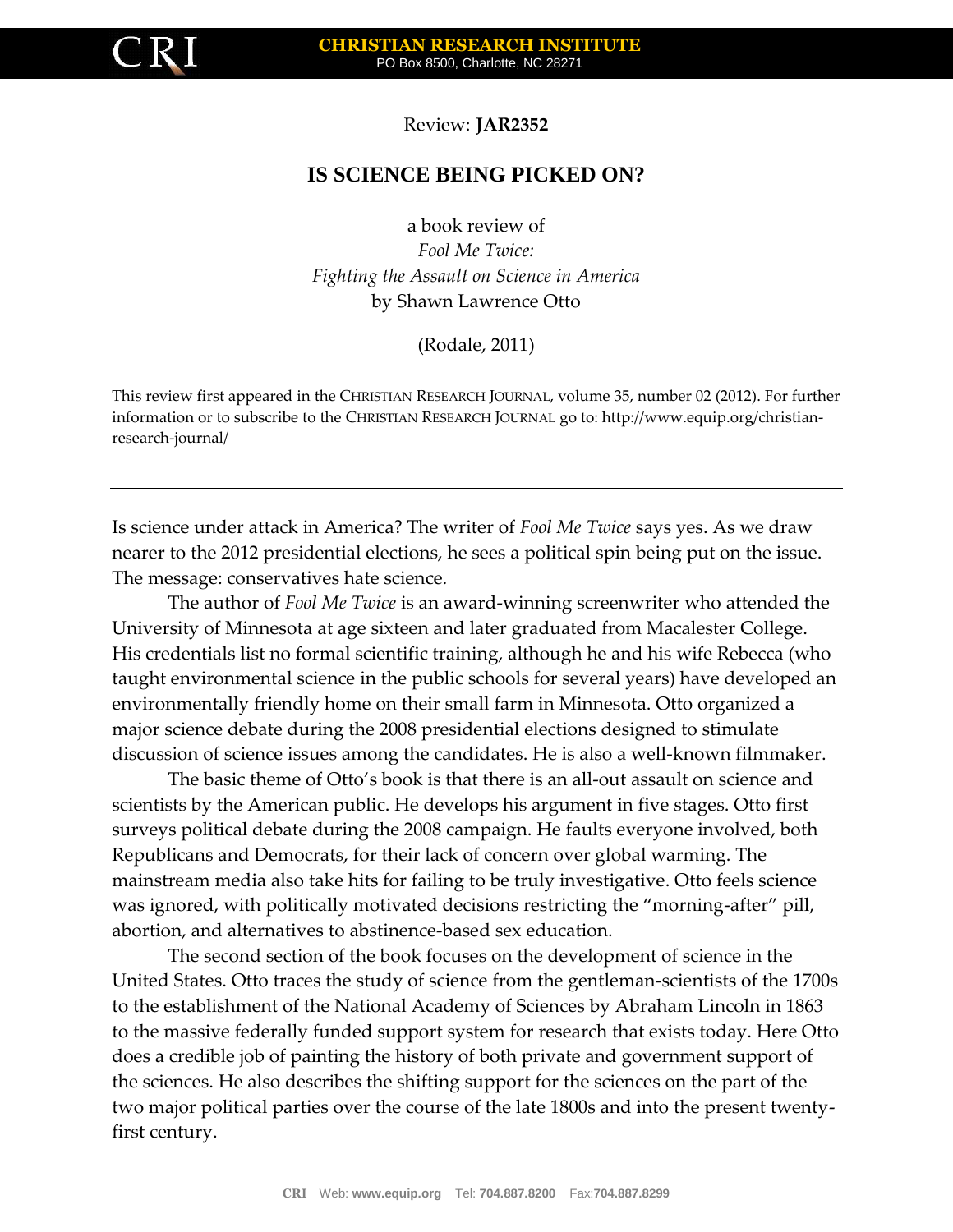Review: **JAR2352**

# IS SCIENCE BEING PICKED ON?

a book review of
*Fool Me Twice:*
*Fighting the Assault on Science in America*
by Shawn Lawrence Otto

(Rodale, 2011)

This review first appeared in the CHRISTIAN RESEARCH JOURNAL, volume 35, number 02 (2012). For further information or to subscribe to the CHRISTIAN RESEARCH JOURNAL go to: http://www.equip.org/christian-research-journal/

---

Is science under attack in America? The writer of *Fool Me Twice* says yes. As we draw nearer to the 2012 presidential elections, he sees a political spin being put on the issue. The message: conservatives hate science.

The author of *Fool Me Twice* is an award-winning screenwriter who attended the University of Minnesota at age sixteen and later graduated from Macalester College. His credentials list no formal scientific training, although he and his wife Rebecca (who taught environmental science in the public schools for several years) have developed an environmentally friendly home on their small farm in Minnesota. Otto organized a major science debate during the 2008 presidential elections designed to stimulate discussion of science issues among the candidates. He is also a well-known filmmaker.

The basic theme of Otto's book is that there is an all-out assault on science and scientists by the American public. He develops his argument in five stages. Otto first surveys political debate during the 2008 campaign. He faults everyone involved, both Republicans and Democrats, for their lack of concern over global warming. The mainstream media also take hits for failing to be truly investigative. Otto feels science was ignored, with politically motivated decisions restricting the "morning-after" pill, abortion, and alternatives to abstinence-based sex education.

The second section of the book focuses on the development of science in the United States. Otto traces the study of science from the gentleman-scientists of the 1700s to the establishment of the National Academy of Sciences by Abraham Lincoln in 1863 to the massive federally funded support system for research that exists today. Here Otto does a credible job of painting the history of both private and government support of the sciences. He also describes the shifting support for the sciences on the part of the two major political parties over the course of the late 1800s and into the present twenty-first century.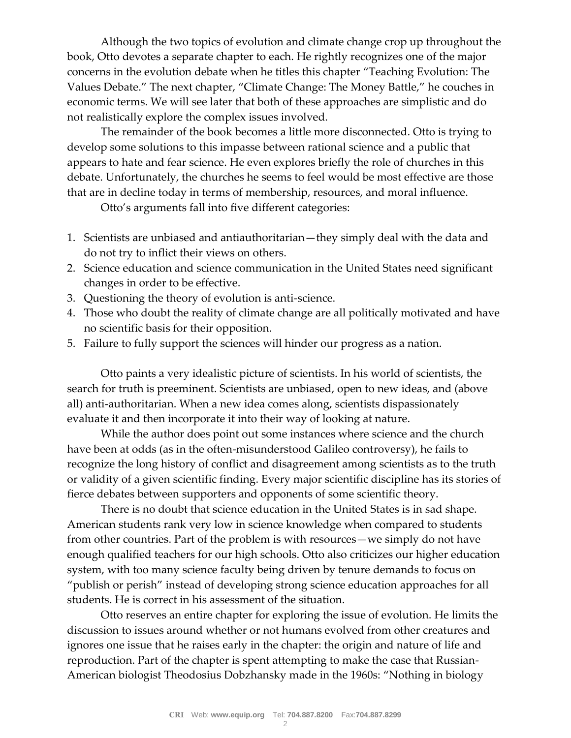Although the two topics of evolution and climate change crop up throughout the book, Otto devotes a separate chapter to each. He rightly recognizes one of the major concerns in the evolution debate when he titles this chapter "Teaching Evolution: The Values Debate." The next chapter, "Climate Change: The Money Battle," he couches in economic terms. We will see later that both of these approaches are simplistic and do not realistically explore the complex issues involved.

The remainder of the book becomes a little more disconnected. Otto is trying to develop some solutions to this impasse between rational science and a public that appears to hate and fear science. He even explores briefly the role of churches in this debate. Unfortunately, the churches he seems to feel would be most effective are those that are in decline today in terms of membership, resources, and moral influence.

Otto's arguments fall into five different categories:

1. Scientists are unbiased and antiauthoritarian—they simply deal with the data and do not try to inflict their views on others.
2. Science education and science communication in the United States need significant changes in order to be effective.
3. Questioning the theory of evolution is anti-science.
4. Those who doubt the reality of climate change are all politically motivated and have no scientific basis for their opposition.
5. Failure to fully support the sciences will hinder our progress as a nation.

Otto paints a very idealistic picture of scientists. In his world of scientists, the search for truth is preeminent. Scientists are unbiased, open to new ideas, and (above all) anti-authoritarian. When a new idea comes along, scientists dispassionately evaluate it and then incorporate it into their way of looking at nature.

While the author does point out some instances where science and the church have been at odds (as in the often-misunderstood Galileo controversy), he fails to recognize the long history of conflict and disagreement among scientists as to the truth or validity of a given scientific finding. Every major scientific discipline has its stories of fierce debates between supporters and opponents of some scientific theory.

There is no doubt that science education in the United States is in sad shape. American students rank very low in science knowledge when compared to students from other countries. Part of the problem is with resources—we simply do not have enough qualified teachers for our high schools. Otto also criticizes our higher education system, with too many science faculty being driven by tenure demands to focus on "publish or perish" instead of developing strong science education approaches for all students. He is correct in his assessment of the situation.

Otto reserves an entire chapter for exploring the issue of evolution. He limits the discussion to issues around whether or not humans evolved from other creatures and ignores one issue that he raises early in the chapter: the origin and nature of life and reproduction. Part of the chapter is spent attempting to make the case that Russian-American biologist Theodosius Dobzhansky made in the 1960s: "Nothing in biology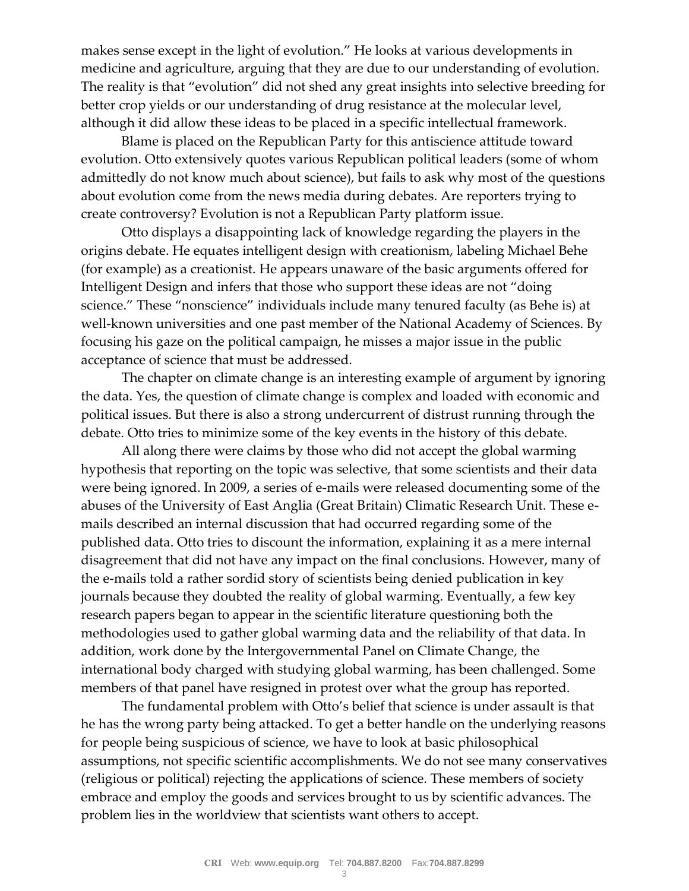makes sense except in the light of evolution." He looks at various developments in medicine and agriculture, arguing that they are due to our understanding of evolution. The reality is that "evolution" did not shed any great insights into selective breeding for better crop yields or our understanding of drug resistance at the molecular level, although it did allow these ideas to be placed in a specific intellectual framework.

Blame is placed on the Republican Party for this antiscience attitude toward evolution. Otto extensively quotes various Republican political leaders (some of whom admittedly do not know much about science), but fails to ask why most of the questions about evolution come from the news media during debates. Are reporters trying to create controversy? Evolution is not a Republican Party platform issue.

Otto displays a disappointing lack of knowledge regarding the players in the origins debate. He equates intelligent design with creationism, labeling Michael Behe (for example) as a creationist. He appears unaware of the basic arguments offered for Intelligent Design and infers that those who support these ideas are not "doing science." These "nonscience" individuals include many tenured faculty (as Behe is) at well-known universities and one past member of the National Academy of Sciences. By focusing his gaze on the political campaign, he misses a major issue in the public acceptance of science that must be addressed.

The chapter on climate change is an interesting example of argument by ignoring the data. Yes, the question of climate change is complex and loaded with economic and political issues. But there is also a strong undercurrent of distrust running through the debate. Otto tries to minimize some of the key events in the history of this debate.

All along there were claims by those who did not accept the global warming hypothesis that reporting on the topic was selective, that some scientists and their data were being ignored. In 2009, a series of e-mails were released documenting some of the abuses of the University of East Anglia (Great Britain) Climatic Research Unit. These e-mails described an internal discussion that had occurred regarding some of the published data. Otto tries to discount the information, explaining it as a mere internal disagreement that did not have any impact on the final conclusions. However, many of the e-mails told a rather sordid story of scientists being denied publication in key journals because they doubted the reality of global warming. Eventually, a few key research papers began to appear in the scientific literature questioning both the methodologies used to gather global warming data and the reliability of that data. In addition, work done by the Intergovernmental Panel on Climate Change, the international body charged with studying global warming, has been challenged. Some members of that panel have resigned in protest over what the group has reported.

The fundamental problem with Otto's belief that science is under assault is that he has the wrong party being attacked. To get a better handle on the underlying reasons for people being suspicious of science, we have to look at basic philosophical assumptions, not specific scientific accomplishments. We do not see many conservatives (religious or political) rejecting the applications of science. These members of society embrace and employ the goods and services brought to us by scientific advances. The problem lies in the worldview that scientists want others to accept.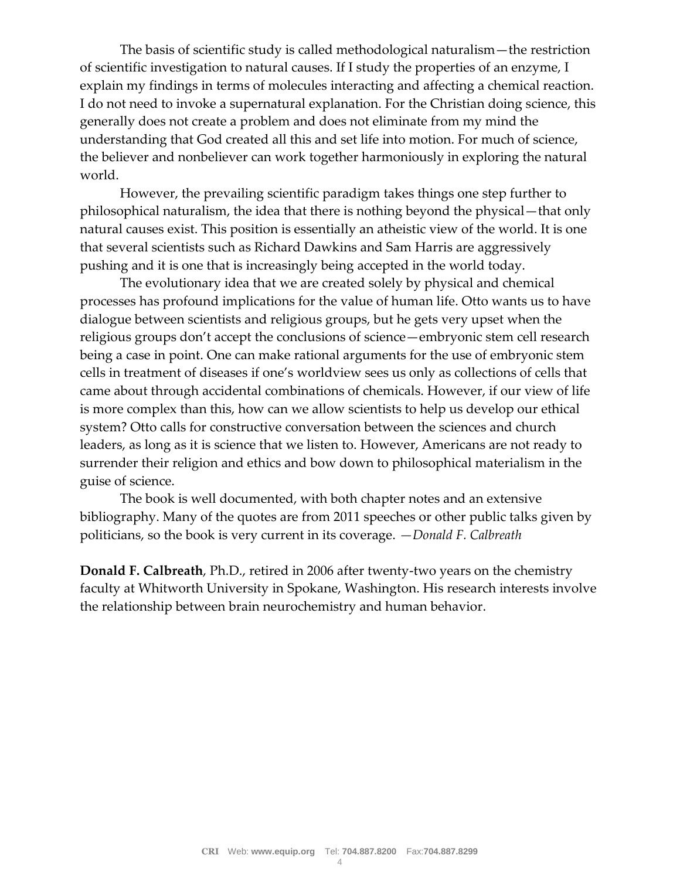The basis of scientific study is called methodological naturalism—the restriction of scientific investigation to natural causes. If I study the properties of an enzyme, I explain my findings in terms of molecules interacting and affecting a chemical reaction. I do not need to invoke a supernatural explanation. For the Christian doing science, this generally does not create a problem and does not eliminate from my mind the understanding that God created all this and set life into motion. For much of science, the believer and nonbeliever can work together harmoniously in exploring the natural world.

However, the prevailing scientific paradigm takes things one step further to philosophical naturalism, the idea that there is nothing beyond the physical—that only natural causes exist. This position is essentially an atheistic view of the world. It is one that several scientists such as Richard Dawkins and Sam Harris are aggressively pushing and it is one that is increasingly being accepted in the world today.

The evolutionary idea that we are created solely by physical and chemical processes has profound implications for the value of human life. Otto wants us to have dialogue between scientists and religious groups, but he gets very upset when the religious groups don't accept the conclusions of science—embryonic stem cell research being a case in point. One can make rational arguments for the use of embryonic stem cells in treatment of diseases if one's worldview sees us only as collections of cells that came about through accidental combinations of chemicals. However, if our view of life is more complex than this, how can we allow scientists to help us develop our ethical system? Otto calls for constructive conversation between the sciences and church leaders, as long as it is science that we listen to. However, Americans are not ready to surrender their religion and ethics and bow down to philosophical materialism in the guise of science.

The book is well documented, with both chapter notes and an extensive bibliography. Many of the quotes are from 2011 speeches or other public talks given by politicians, so the book is very current in its coverage. *—Donald F. Calbreath*

**Donald F. Calbreath**, Ph.D., retired in 2006 after twenty-two years on the chemistry faculty at Whitworth University in Spokane, Washington. His research interests involve the relationship between brain neurochemistry and human behavior.